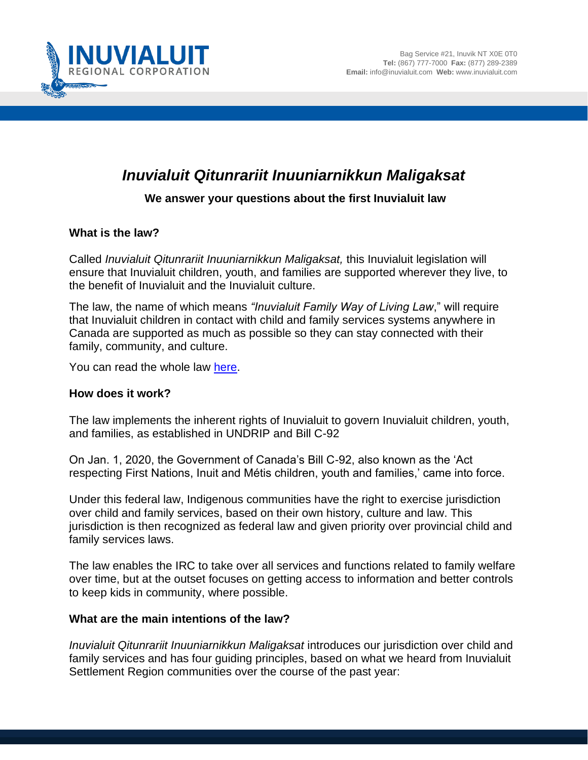# *Inuvialuit Qitunrariit Inuuniarnikkun Maligaksat*

**We answer your questions about the first Inuvialuit law**

### What is the law?

Called *Inuvialuit Qitunrariit Inuuniarnikkun Maligaksat,* this Inuvialuit legislation will ensure that Inuvialuit children, youth, and families are supported wherever they live, to the benefit of Inuvialuit and the Inuvialuit culture.

The law, the name of which means *"Inuvialuit Family Way of Living Law*," will require that Inuvialuit children in contact with child and family services systems anywhere in Canada are supported as much as possible so they can stay connected with their family, community, and culture.

You can read the whole law here.

### How does it work?

The law implements the inherent rights of Inuvialuit to govern Inuvialuit children, youth, and families, as established in UNDRIP and Bill C-92

On Jan. 1, 2020, the Government of Canada's Bill C-92, also known as the 'Act respecting First Nations, Inuit and Métis children, youth and families,' came into force.

Under this federal law, Indigenous communities have the right to exercise jurisdiction over child and family services, based on their own history, culture and law. This jurisdiction is then recognized as federal law and given priority over provincial child and family services laws.

The law enables the IRC to take over all services and functions related to family welfare over time, but at the outset focuses on getting access to information and better controls to keep kids in community, where possible.

### What are the main intentions of the law?

*Inuvialuit Qitunrariit Inuuniarnikkun Maligaksat* introduces our jurisdiction over child and family services and has four guiding principles, based on what we heard from Inuvialuit Settlement Region communities over the course of the past year: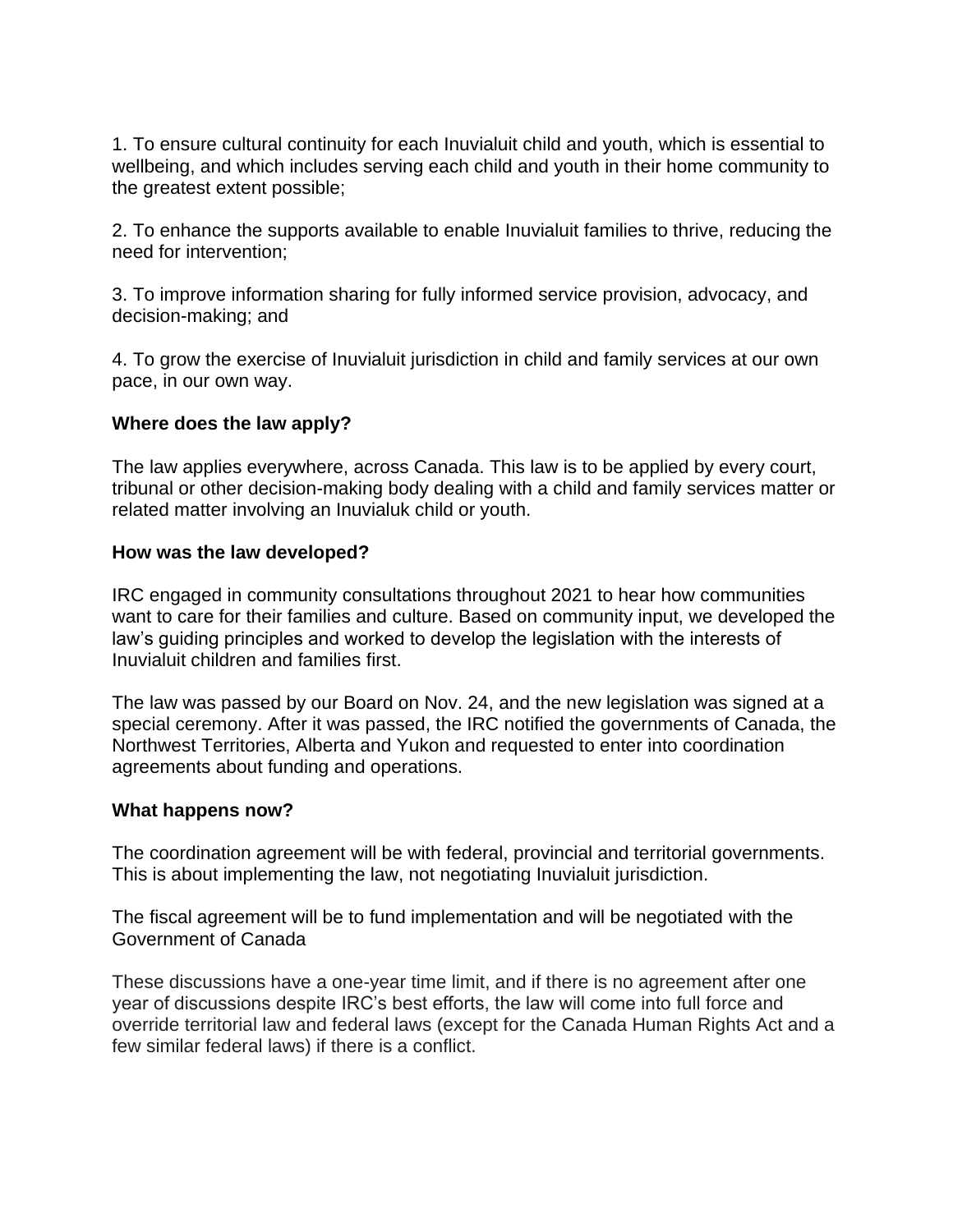1. To ensure cultural continuity for each Inuvialuit child and youth, which is essential to wellbeing, and which includes serving each child and youth in their home community to the greatest extent possible;

2. To enhance the supports available to enable Inuvialuit families to thrive, reducing the need for intervention;

3. To improve information sharing for fully informed service provision, advocacy, and decision-making; and

4. To grow the exercise of Inuvialuit jurisdiction in child and family services at our own pace, in our own way.

**Where does the law apply?**

The law applies everywhere, across Canada. This law is to be applied by every court, tribunal or other decision-making body dealing with a child and family services matter or related matter involving an Inuvialuk child or youth.

**How was the law developed?**

IRC engaged in community consultations throughout 2021 to hear how communities want to care for their families and culture. Based on community input, we developed the law's guiding principles and worked to develop the legislation with the interests of Inuvialuit children and families first.

The law was passed by our Board on Nov. 24, and the new legislation was signed at a special ceremony. After it was passed, the IRC notified the governments of Canada, the Northwest Territories, Alberta and Yukon and requested to enter into coordination agreements about funding and operations.

**What happens now?**

The coordination agreement will be with federal, provincial and territorial governments. This is about implementing the law, not negotiating Inuvialuit jurisdiction.

The fiscal agreement will be to fund implementation and will be negotiated with the Government of Canada

These discussions have a one-year time limit, and if there is no agreement after one year of discussions despite IRC's best efforts, the law will come into full force and override territorial law and federal laws (except for the Canada Human Rights Act and a few similar federal laws) if there is a conflict.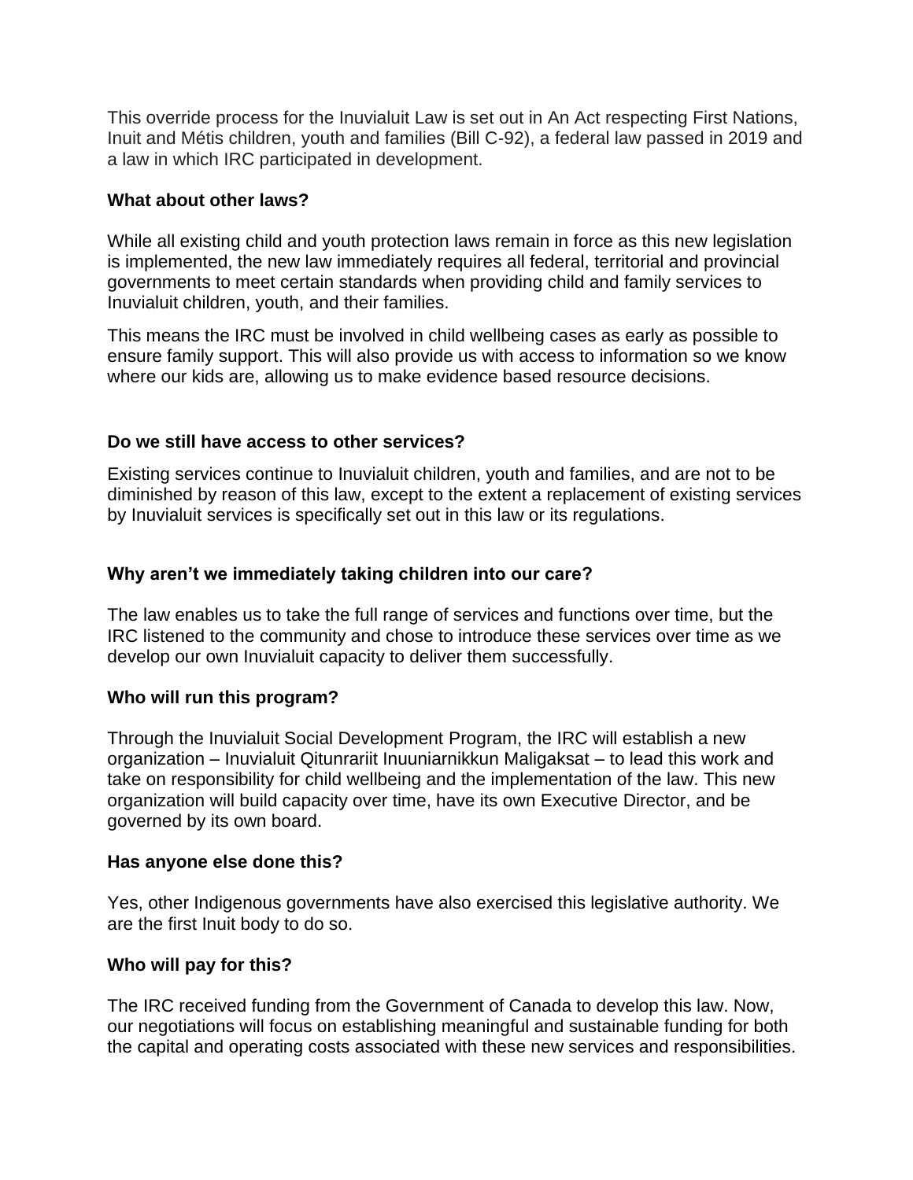This override process for the Inuvialuit Law is set out in An Act respecting First Nations, Inuit and Métis children, youth and families (Bill C-92), a federal law passed in 2019 and a law in which IRC participated in development.

### What about other laws?

While all existing child and youth protection laws remain in force as this new legislation is implemented, the new law immediately requires all federal, territorial and provincial governments to meet certain standards when providing child and family services to Inuvialuit children, youth, and their families.

This means the IRC must be involved in child wellbeing cases as early as possible to ensure family support. This will also provide us with access to information so we know where our kids are, allowing us to make evidence based resource decisions.

### Do we still have access to other services?

Existing services continue to Inuvialuit children, youth and families, and are not to be diminished by reason of this law, except to the extent a replacement of existing services by Inuvialuit services is specifically set out in this law or its regulations.

### Why aren't we immediately taking children into our care?

The law enables us to take the full range of services and functions over time, but the IRC listened to the community and chose to introduce these services over time as we develop our own Inuvialuit capacity to deliver them successfully.

### Who will run this program?

Through the Inuvialuit Social Development Program, the IRC will establish a new organization – Inuvialuit Qitunrariit Inuuniarnikkun Maligaksat – to lead this work and take on responsibility for child wellbeing and the implementation of the law. This new organization will build capacity over time, have its own Executive Director, and be governed by its own board.

### Has anyone else done this?

Yes, other Indigenous governments have also exercised this legislative authority. We are the first Inuit body to do so.

### Who will pay for this?

The IRC received funding from the Government of Canada to develop this law. Now, our negotiations will focus on establishing meaningful and sustainable funding for both the capital and operating costs associated with these new services and responsibilities.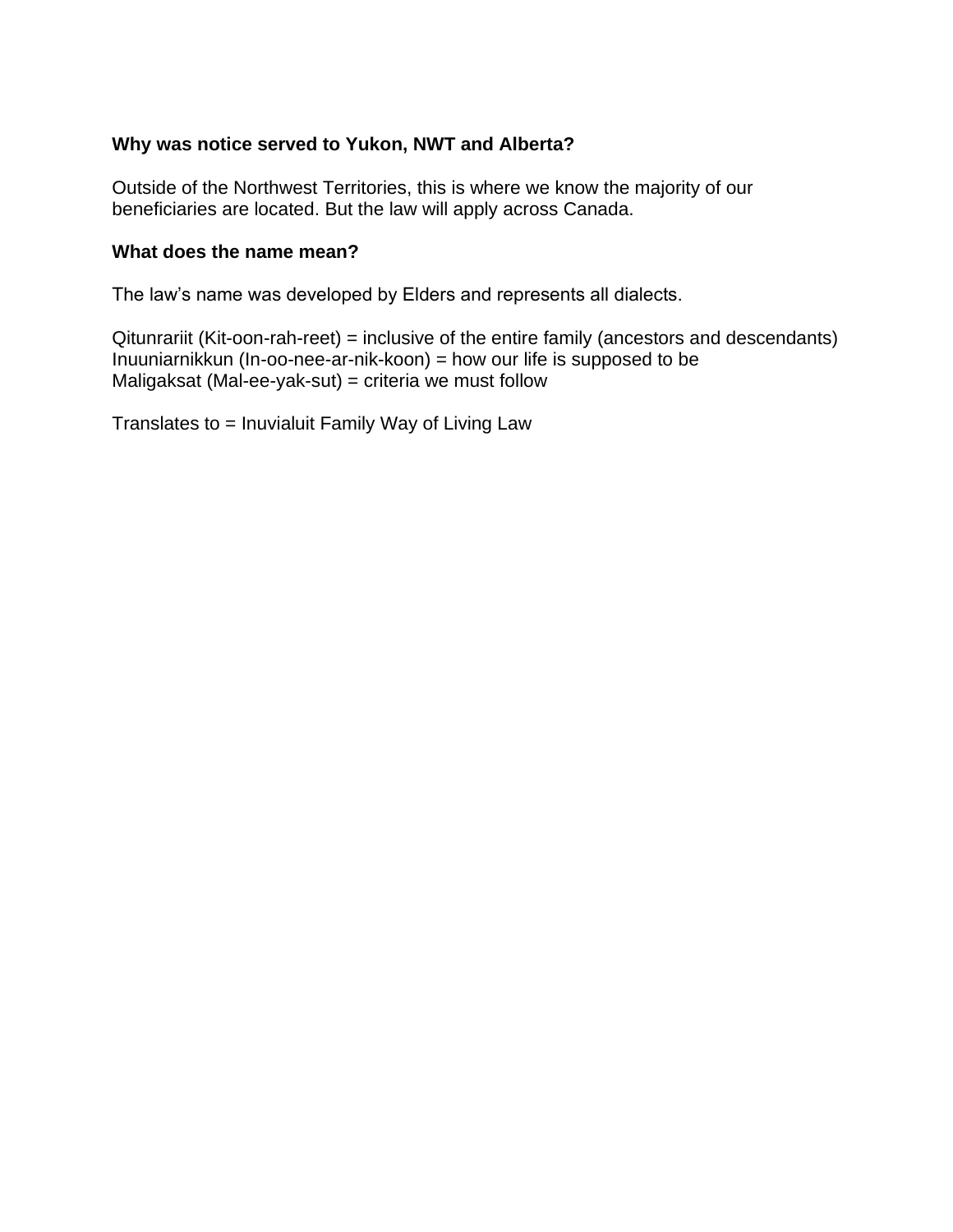**Why was notice served to Yukon, NWT and Alberta?**

Outside of the Northwest Territories, this is where we know the majority of our beneficiaries are located. But the law will apply across Canada.

**What does the name mean?**

The law's name was developed by Elders and represents all dialects.

Qitunrariit (Kit-oon-rah-reet) = inclusive of the entire family (ancestors and descendants)
Inuuniarnikkun (In-oo-nee-ar-nik-koon) = how our life is supposed to be
Maligaksat (Mal-ee-yak-sut) = criteria we must follow

Translates to = Inuvialuit Family Way of Living Law